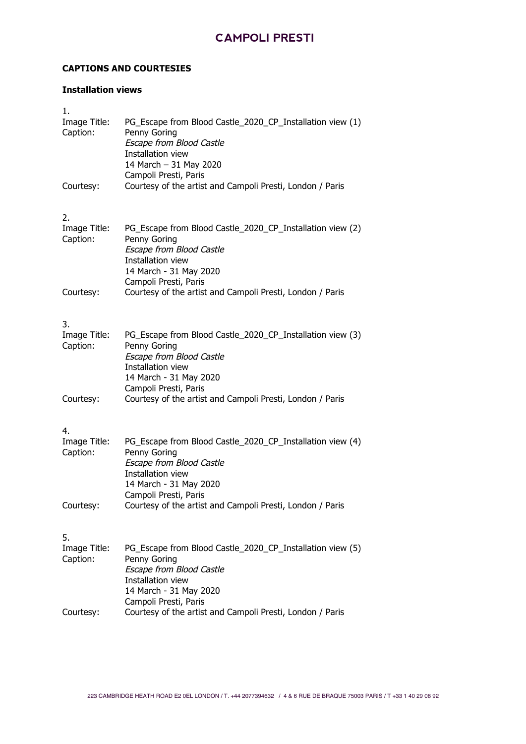**CAPTIONS AND COURTESIES**

**Installation views**

1.
Image Title: PG_Escape from Blood Castle_2020_CP_Installation view (1)
Caption: Penny Goring
*Escape from Blood Castle*
Installation view
14 March – 31 May 2020
Campoli Presti, Paris
Courtesy: Courtesy of the artist and Campoli Presti, London / Paris

2.
Image Title: PG_Escape from Blood Castle_2020_CP_Installation view (2)
Caption: Penny Goring
*Escape from Blood Castle*
Installation view
14 March - 31 May 2020
Campoli Presti, Paris
Courtesy: Courtesy of the artist and Campoli Presti, London / Paris

3.
Image Title: PG_Escape from Blood Castle_2020_CP_Installation view (3)
Caption: Penny Goring
*Escape from Blood Castle*
Installation view
14 March - 31 May 2020
Campoli Presti, Paris
Courtesy: Courtesy of the artist and Campoli Presti, London / Paris

4.
Image Title: PG_Escape from Blood Castle_2020_CP_Installation view (4)
Caption: Penny Goring
*Escape from Blood Castle*
Installation view
14 March - 31 May 2020
Campoli Presti, Paris
Courtesy: Courtesy of the artist and Campoli Presti, London / Paris

5.
Image Title: PG_Escape from Blood Castle_2020_CP_Installation view (5)
Caption: Penny Goring
*Escape from Blood Castle*
Installation view
14 March - 31 May 2020
Campoli Presti, Paris
Courtesy: Courtesy of the artist and Campoli Presti, London / Paris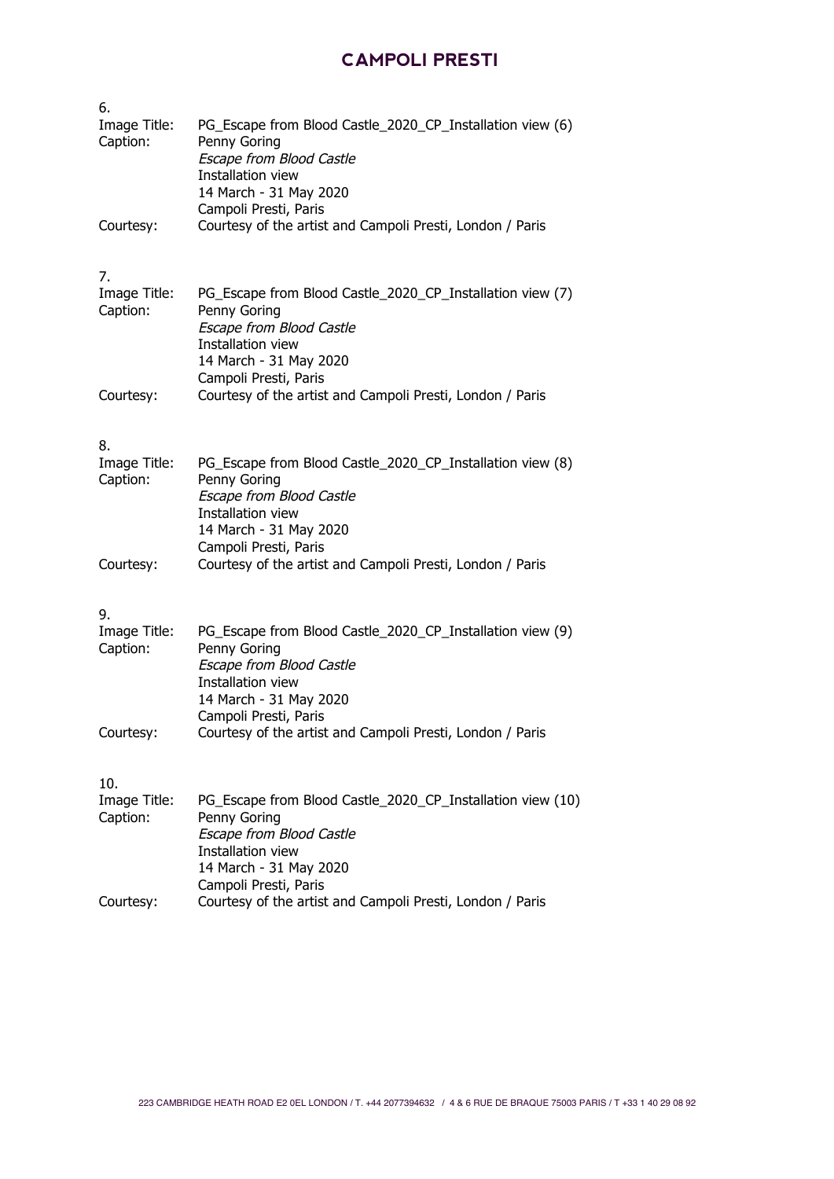6.
Image Title: PG_Escape from Blood Castle_2020_CP_Installation view (6)
Caption: Penny Goring
*Escape from Blood Castle*
Installation view
14 March - 31 May 2020
Campoli Presti, Paris
Courtesy: Courtesy of the artist and Campoli Presti, London / Paris

7.
Image Title: PG_Escape from Blood Castle_2020_CP_Installation view (7)
Caption: Penny Goring
*Escape from Blood Castle*
Installation view
14 March - 31 May 2020
Campoli Presti, Paris
Courtesy: Courtesy of the artist and Campoli Presti, London / Paris

8.
Image Title: PG_Escape from Blood Castle_2020_CP_Installation view (8)
Caption: Penny Goring
*Escape from Blood Castle*
Installation view
14 March - 31 May 2020
Campoli Presti, Paris
Courtesy: Courtesy of the artist and Campoli Presti, London / Paris

9.
Image Title: PG_Escape from Blood Castle_2020_CP_Installation view (9)
Caption: Penny Goring
*Escape from Blood Castle*
Installation view
14 March - 31 May 2020
Campoli Presti, Paris
Courtesy: Courtesy of the artist and Campoli Presti, London / Paris

10.
Image Title: PG_Escape from Blood Castle_2020_CP_Installation view (10)
Caption: Penny Goring
*Escape from Blood Castle*
Installation view
14 March - 31 May 2020
Campoli Presti, Paris
Courtesy: Courtesy of the artist and Campoli Presti, London / Paris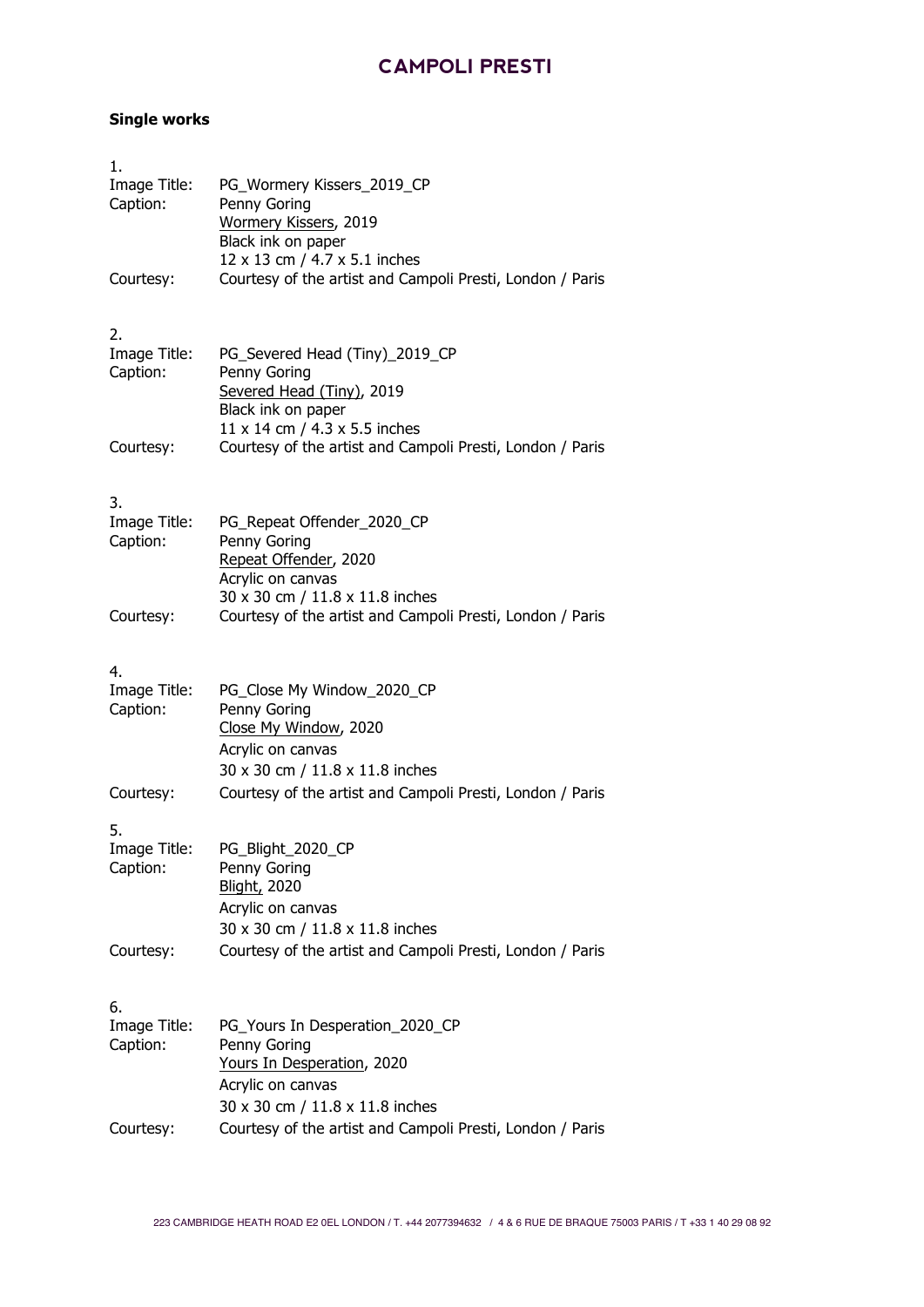**Single works**

1.
Image Title: PG_Wormery Kissers_2019_CP
Caption: Penny Goring
Wormery Kissers, 2019
Black ink on paper
12 x 13 cm / 4.7 x 5.1 inches
Courtesy: Courtesy of the artist and Campoli Presti, London / Paris

2.
Image Title: PG_Severed Head (Tiny)_2019_CP
Caption: Penny Goring
Severed Head (Tiny), 2019
Black ink on paper
11 x 14 cm / 4.3 x 5.5 inches
Courtesy: Courtesy of the artist and Campoli Presti, London / Paris

3.
Image Title: PG_Repeat Offender_2020_CP
Caption: Penny Goring
Repeat Offender, 2020
Acrylic on canvas
30 x 30 cm / 11.8 x 11.8 inches
Courtesy: Courtesy of the artist and Campoli Presti, London / Paris

4.
Image Title: PG_Close My Window_2020_CP
Caption: Penny Goring
Close My Window, 2020
Acrylic on canvas
30 x 30 cm / 11.8 x 11.8 inches
Courtesy: Courtesy of the artist and Campoli Presti, London / Paris

5.
Image Title: PG_Blight_2020_CP
Caption: Penny Goring
Blight, 2020
Acrylic on canvas
30 x 30 cm / 11.8 x 11.8 inches
Courtesy: Courtesy of the artist and Campoli Presti, London / Paris

6.
Image Title: PG_Yours In Desperation_2020_CP
Caption: Penny Goring
Yours In Desperation, 2020
Acrylic on canvas
30 x 30 cm / 11.8 x 11.8 inches
Courtesy: Courtesy of the artist and Campoli Presti, London / Paris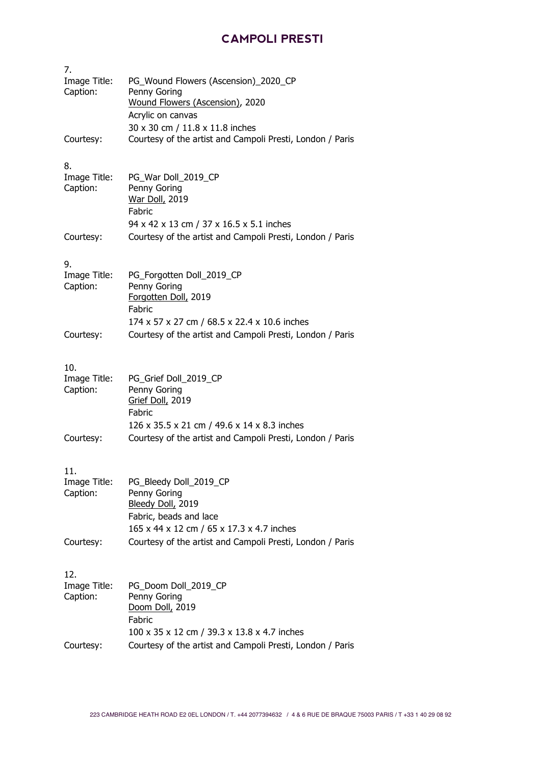7.
Image Title: PG_Wound Flowers (Ascension)_2020_CP
Caption: Penny Goring
Wound Flowers (Ascension), 2020
Acrylic on canvas
30 x 30 cm / 11.8 x 11.8 inches
Courtesy: Courtesy of the artist and Campoli Presti, London / Paris

8.
Image Title: PG_War Doll_2019_CP
Caption: Penny Goring
War Doll, 2019
Fabric
94 x 42 x 13 cm / 37 x 16.5 x 5.1 inches
Courtesy: Courtesy of the artist and Campoli Presti, London / Paris

9.
Image Title: PG_Forgotten Doll_2019_CP
Caption: Penny Goring
Forgotten Doll, 2019
Fabric
174 x 57 x 27 cm / 68.5 x 22.4 x 10.6 inches
Courtesy: Courtesy of the artist and Campoli Presti, London / Paris

10.
Image Title: PG_Grief Doll_2019_CP
Caption: Penny Goring
Grief Doll, 2019
Fabric
126 x 35.5 x 21 cm / 49.6 x 14 x 8.3 inches
Courtesy: Courtesy of the artist and Campoli Presti, London / Paris

11.
Image Title: PG_Bleedy Doll_2019_CP
Caption: Penny Goring
Bleedy Doll, 2019
Fabric, beads and lace
165 x 44 x 12 cm / 65 x 17.3 x 4.7 inches
Courtesy: Courtesy of the artist and Campoli Presti, London / Paris

12.
Image Title: PG_Doom Doll_2019_CP
Caption: Penny Goring
Doom Doll, 2019
Fabric
100 x 35 x 12 cm / 39.3 x 13.8 x 4.7 inches
Courtesy: Courtesy of the artist and Campoli Presti, London / Paris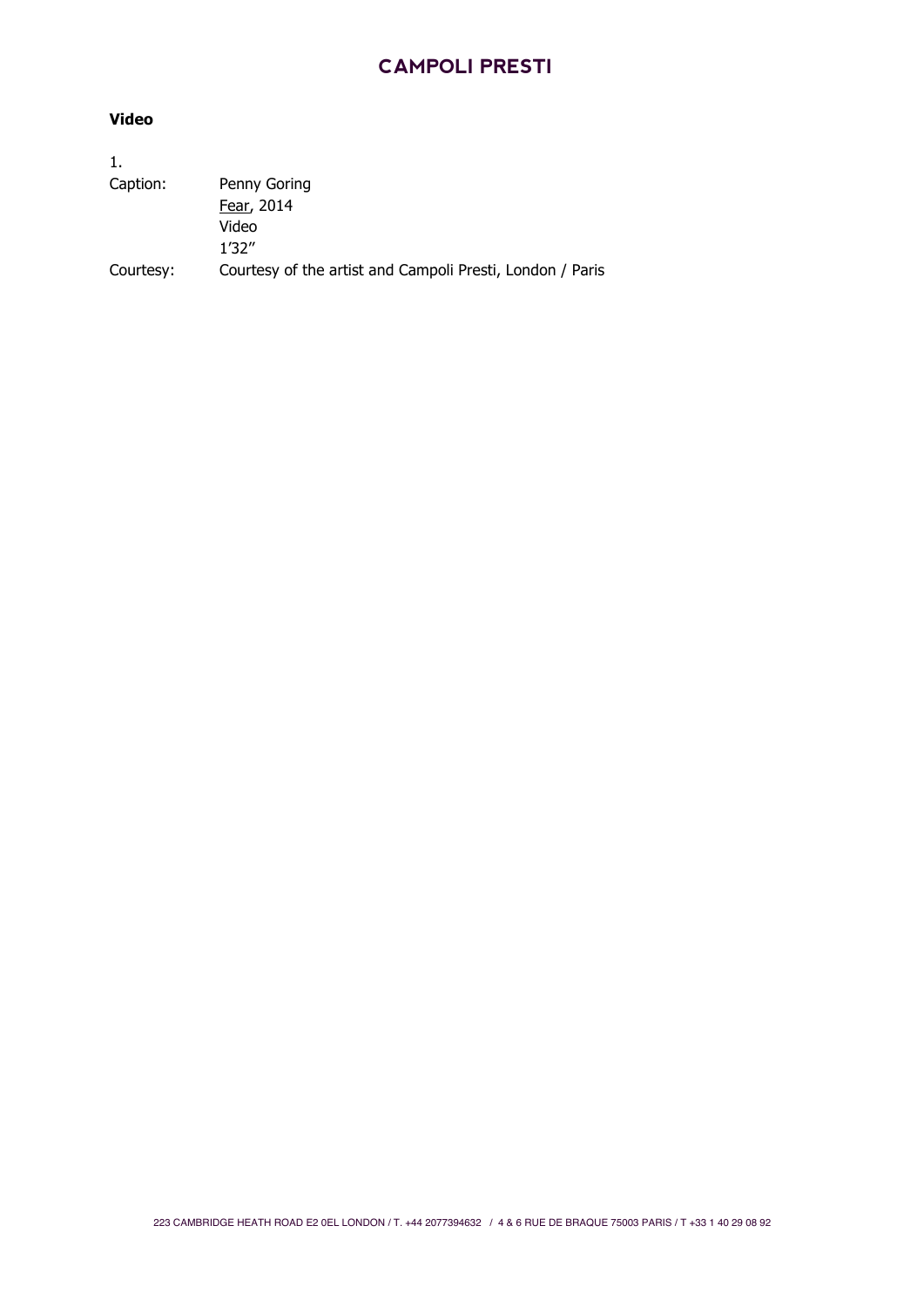**Video**

1.

| | |
|---|---|
| Caption: | Penny Goring<br>Fear, 2014<br>Video<br>1'32" |
| Courtesy: | Courtesy of the artist and Campoli Presti, London / Paris |